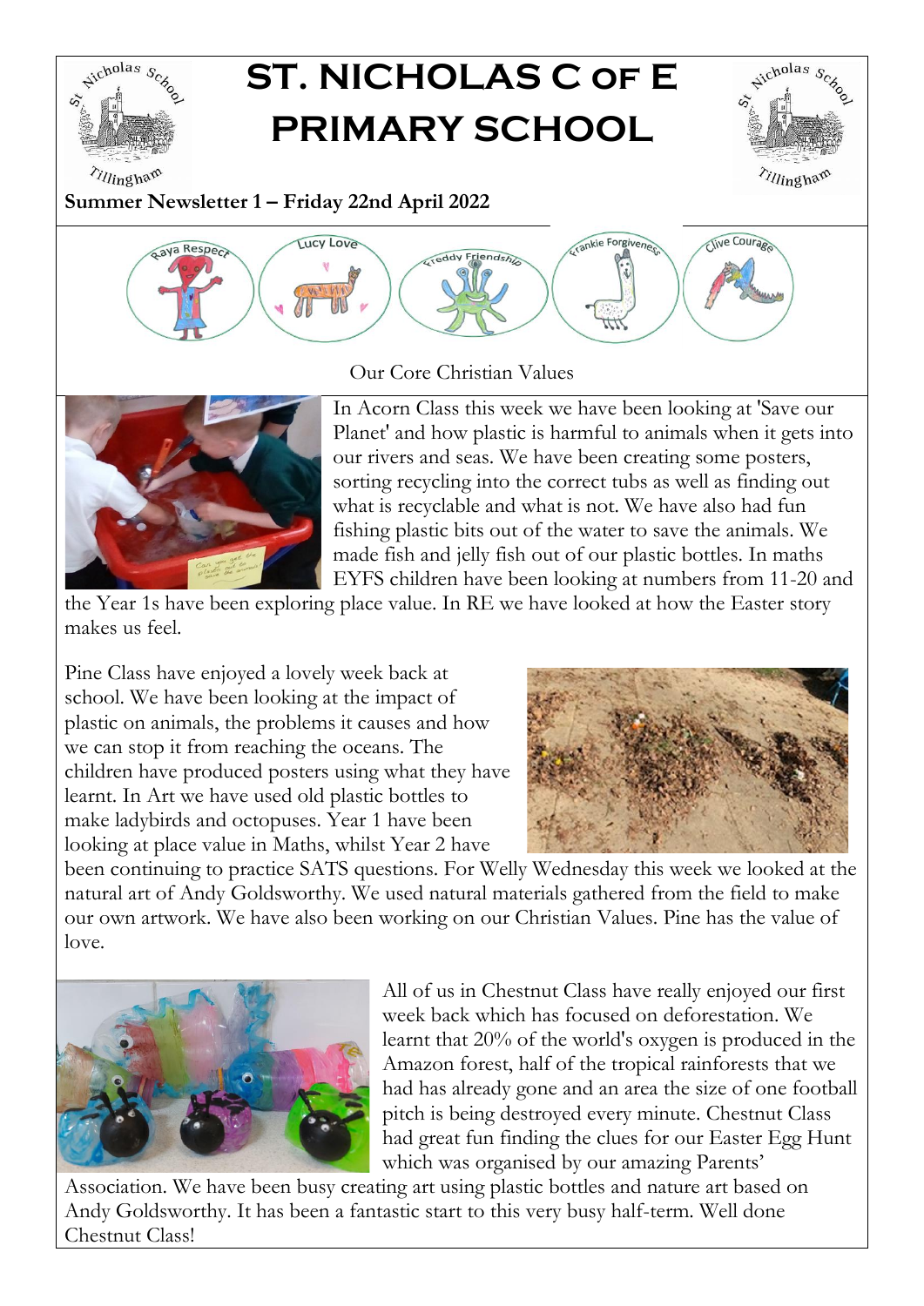# ST. NICHOLAS C OF E PRIMARY SCHOOL

**Summary Newsletter 1 – Friday 22nd April 2022**

Raya Respect | Lucy Love | Freddy Friendship | Frankie Forgiveness | Clive Courage

Our Core Christian Values

In Acorn Class this week we have been looking at 'Save our Planet' and how plastic is harmful to animals when it gets into our rivers and seas. We have been creating some posters, sorting recycling into the correct tubs as well as finding out what is recyclable and what is not. We have also had fun fishing plastic bits out of the water to save the animals. We made fish and jelly fish out of our plastic bottles. In maths EYFS children have been looking at numbers from 11-20 and the Year 1s have been exploring place value. In RE we have looked at how the Easter story makes us feel.

Pine Class have enjoyed a lovely week back at school. We have been looking at the impact of plastic on animals, the problems it causes and how we can stop it from reaching the oceans. The children have produced posters using what they have learnt. In Art we have used old plastic bottles to make ladybirds and octopuses. Year 1 have been looking at place value in Maths, whilst Year 2 have been continuing to practice SATS questions. For Welly Wednesday this week we looked at the natural art of Andy Goldsworthy. We used natural materials gathered from the field to make our own artwork. We have also been working on our Christian Values. Pine has the value of love.

All of us in Chestnut Class have really enjoyed our first week back which has focused on deforestation. We learnt that 20% of the world's oxygen is produced in the Amazon forest, half of the tropical rainforests that we had has already gone and an area the size of one football pitch is being destroyed every minute. Chestnut Class had great fun finding the clues for our Easter Egg Hunt which was organised by our amazing Parents' Association. We have been busy creating art using plastic bottles and nature art based on Andy Goldsworthy. It has been a fantastic start to this very busy half-term. Well done Chestnut Class!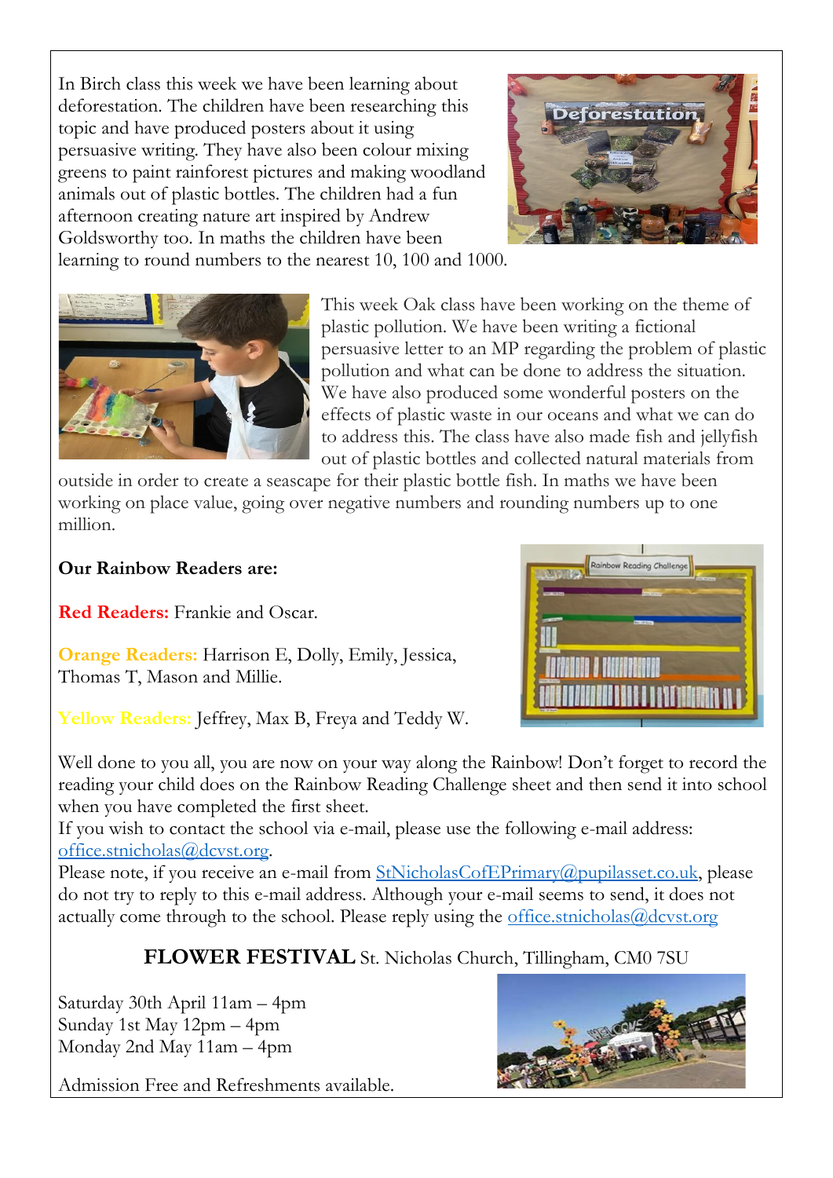In Birch class this week we have been learning about deforestation. The children have been researching this topic and have produced posters about it using persuasive writing. They have also been colour mixing greens to paint rainforest pictures and making woodland animals out of plastic bottles. The children had a fun afternoon creating nature art inspired by Andrew Goldsworthy too. In maths the children have been learning to round numbers to the nearest 10, 100 and 1000.

This week Oak class have been working on the theme of plastic pollution. We have been writing a fictional persuasive letter to an MP regarding the problem of plastic pollution and what can be done to address the situation. We have also produced some wonderful posters on the effects of plastic waste in our oceans and what we can do to address this. The class have also made fish and jellyfish out of plastic bottles and collected natural materials from outside in order to create a seascape for their plastic bottle fish. In maths we have been working on place value, going over negative numbers and rounding numbers up to one million.

**Our Rainbow Readers are:**

**Red Readers:** Frankie and Oscar.

**Orange Readers:** Harrison E, Dolly, Emily, Jessica, Thomas T, Mason and Millie.

**Yellow Readers:** Jeffrey, Max B, Freya and Teddy W.

Well done to you all, you are now on your way along the Rainbow! Don't forget to record the reading your child does on the Rainbow Reading Challenge sheet and then send it into school when you have completed the first sheet.

If you wish to contact the school via e-mail, please use the following e-mail address: office.stnicholas@dcvst.org.

Please note, if you receive an e-mail from StNicholasCofEPrimary@pupilasset.co.uk, please do not try to reply to this e-mail address. Although your e-mail seems to send, it does not actually come through to the school. Please reply using the office.stnicholas@dcvst.org

## FLOWER FESTIVAL St. Nicholas Church, Tillingham, CM0 7SU

Saturday 30th April 11am – 4pm
Sunday 1st May 12pm – 4pm
Monday 2nd May 11am – 4pm

Admission Free and Refreshments available.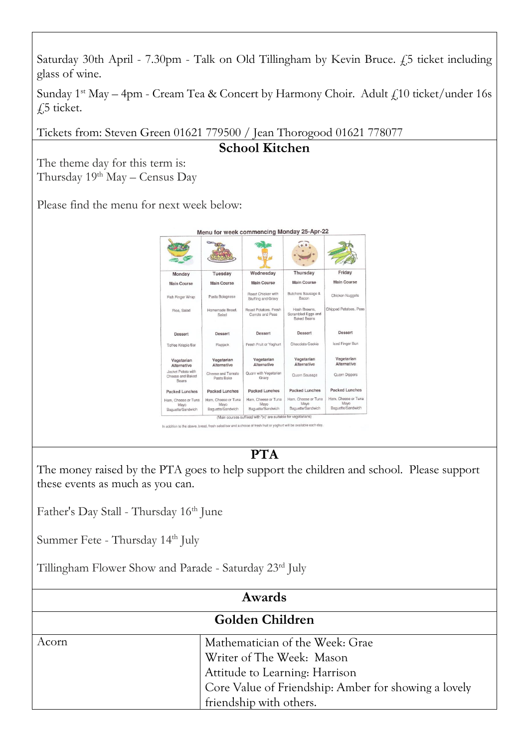Saturday 30th April - 7.30pm - Talk on Old Tillingham by Kevin Bruce. £5 ticket including glass of wine.

Sunday 1st May – 4pm - Cream Tea & Concert by Harmony Choir. Adult £10 ticket/under 16s £5 ticket.

Tickets from: Steven Green 01621 779500 / Jean Thorogood 01621 778077

## School Kitchen

The theme day for this term is:
Thursday 19th May – Census Day

Please find the menu for next week below:

**Menu for week commencing Monday 25-Apr-22**

| Monday | Tuesday | Wednesday | Thursday | Friday |
|---|---|---|---|---|
| **Main Course** | **Main Course** | **Main Course** | **Main Course** | **Main Course** |
| Fish Finger Wrap | Pasta Bolognese | Roast Chicken with Stuffing and Gravy | Butchers Sausage & Bacon | Chicken Nuggets |
| Rice, Salad | Homemade Bread, Salad | Roast Potatoes, Fresh Carrots and Peas | Hash Browns, Scrambled Eggs and Baked Beans | Chipped Potatoes, Peas |
| **Dessert** | **Dessert** | **Dessert** | **Dessert** | **Dessert** |
| Toffee Krispie Bar | Flapjack | Fresh Fruit or Yoghurt | Chocolate Cookie | Iced Finger Bun |
| **Vegetarian Alternative** | **Vegetarian Alternative** | **Vegetarian Alternative** | **Vegetarian Alternative** | **Vegetarian Alternative** |
| Jacket Potato with Cheese and Baked Beans | Cheese and Tomato Pasta Bake | Quorn with Vegetarian Gravy | Quorn Sausage | Quorn Dippers |
| **Packed Lunches** | **Packed Lunches** | **Packed Lunches** | **Packed Lunches** | **Packed Lunches** |
| Ham, Cheese or Tuna Mayo Baguette/Sandwich | Ham, Cheese or Tuna Mayo Baguette/Sandwich | Ham, Cheese or Tuna Mayo Baguette/Sandwich | Ham, Cheese or Tuna Mayo Baguette/Sandwich | Ham, Cheese or Tuna Mayo Baguette/Sandwich |

(Main courses suffixed with '(v)' are suitable for vegetarians)

In addition to the above, bread, fresh salad bar and a choice of fresh fruit or yoghurt will be available each day.

## PTA

The money raised by the PTA goes to help support the children and school. Please support these events as much as you can.

Father's Day Stall - Thursday 16th June

Summer Fete - Thursday 14th July

Tillingham Flower Show and Parade - Saturday 23rd July

## Awards

### Golden Children

| Class | Awards |
|---|---|
| Acorn | Mathematician of the Week: Grae<br>Writer of The Week: Mason<br>Attitude to Learning: Harrison<br>Core Value of Friendship: Amber for showing a lovely friendship with others. |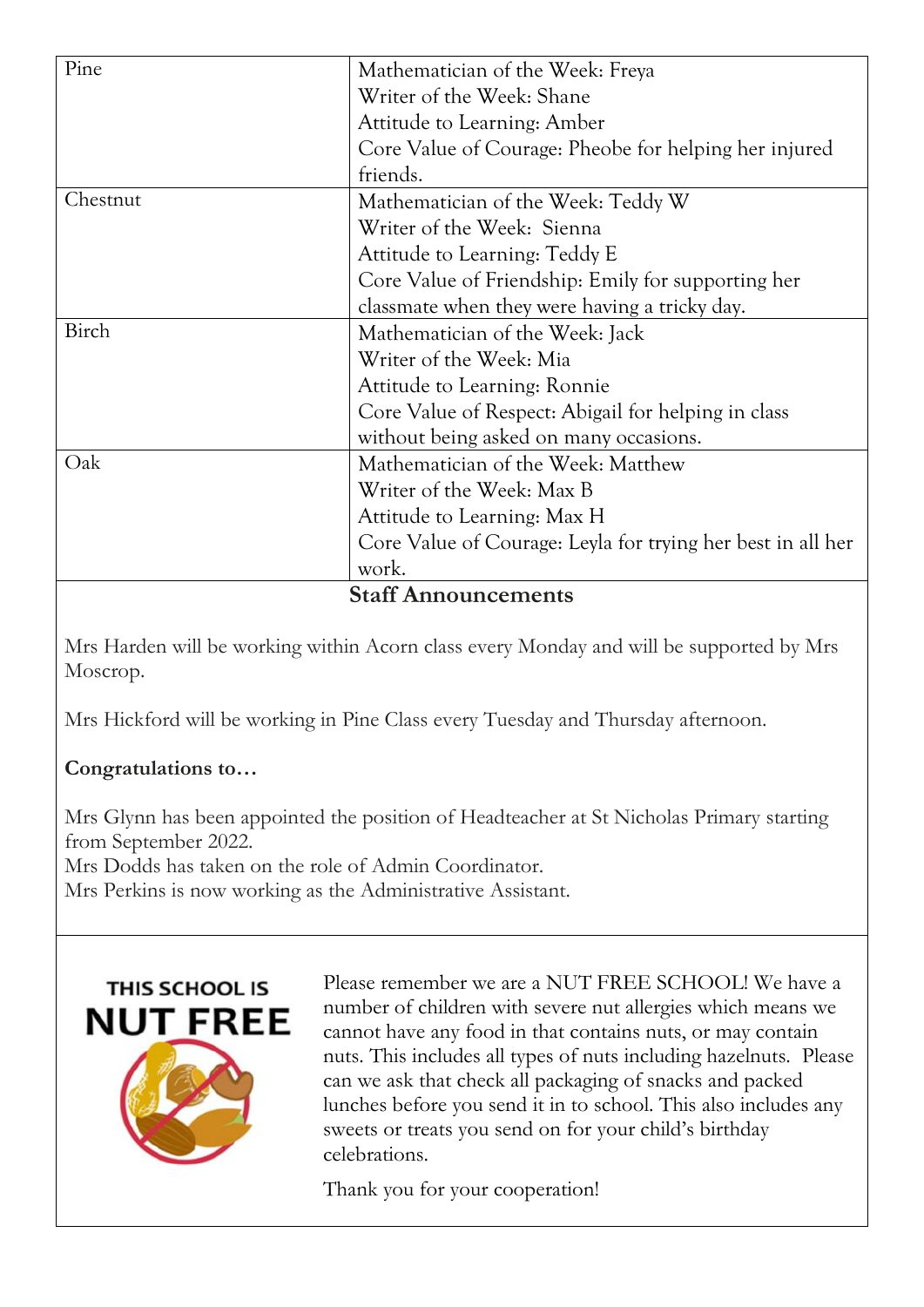| | |
|---|---|
| Pine | Mathematician of the Week: Freya<br>Writer of the Week: Shane<br>Attitude to Learning: Amber<br>Core Value of Courage: Pheobe for helping her injured friends. |
| Chestnut | Mathematician of the Week: Teddy W<br>Writer of the Week: Sienna<br>Attitude to Learning: Teddy E<br>Core Value of Friendship: Emily for supporting her classmate when they were having a tricky day. |
| Birch | Mathematician of the Week: Jack<br>Writer of the Week: Mia<br>Attitude to Learning: Ronnie<br>Core Value of Respect: Abigail for helping in class without being asked on many occasions. |
| Oak | Mathematician of the Week: Matthew<br>Writer of the Week: Max B<br>Attitude to Learning: Max H<br>Core Value of Courage: Leyla for trying her best in all her work. |

## Staff Announcements

Mrs Harden will be working within Acorn class every Monday and will be supported by Mrs Moscrop.

Mrs Hickford will be working in Pine Class every Tuesday and Thursday afternoon.

**Congratulations to…**

Mrs Glynn has been appointed the position of Headteacher at St Nicholas Primary starting from September 2022.
Mrs Dodds has taken on the role of Admin Coordinator.
Mrs Perkins is now working as the Administrative Assistant.

THIS SCHOOL IS NUT FREE

Please remember we are a NUT FREE SCHOOL! We have a number of children with severe nut allergies which means we cannot have any food in that contains nuts, or may contain nuts. This includes all types of nuts including hazelnuts. Please can we ask that check all packaging of snacks and packed lunches before you send it in to school. This also includes any sweets or treats you send on for your child's birthday celebrations.

Thank you for your cooperation!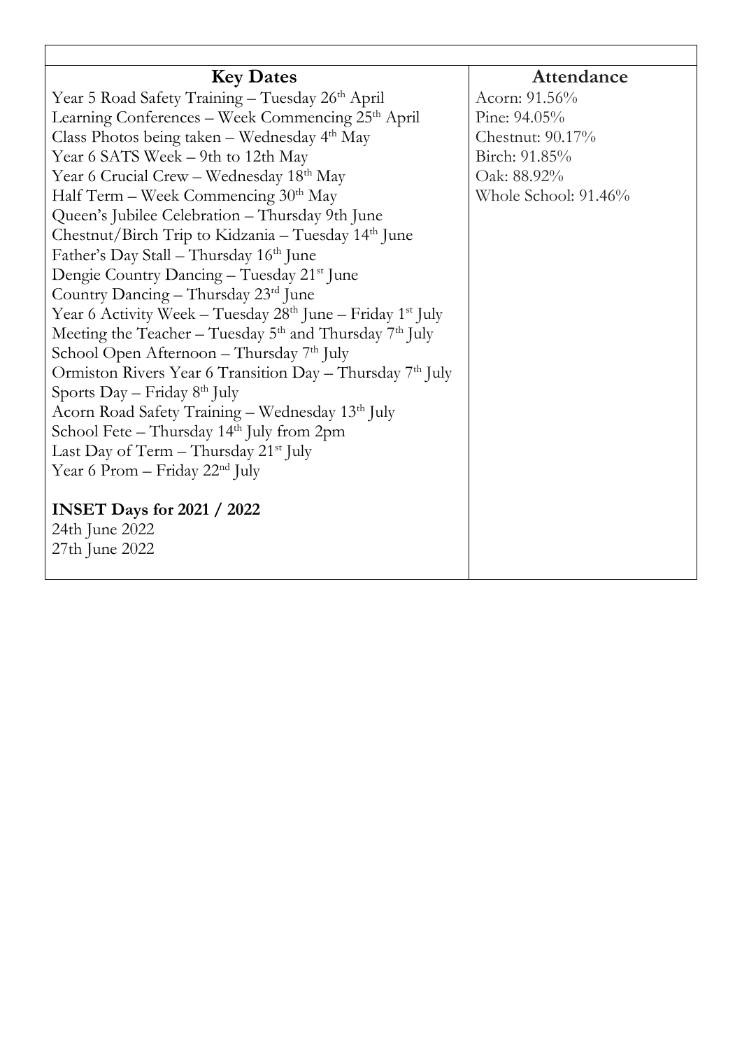## Key Dates

Year 5 Road Safety Training – Tuesday 26th April
Learning Conferences – Week Commencing 25th April
Class Photos being taken – Wednesday 4th May
Year 6 SATS Week – 9th to 12th May
Year 6 Crucial Crew – Wednesday 18th May
Half Term – Week Commencing 30th May
Queen's Jubilee Celebration – Thursday 9th June
Chestnut/Birch Trip to Kidzania – Tuesday 14th June
Father's Day Stall – Thursday 16th June
Dengie Country Dancing – Tuesday 21st June
Country Dancing – Thursday 23rd June
Year 6 Activity Week – Tuesday 28th June – Friday 1st July
Meeting the Teacher – Tuesday 5th and Thursday 7th July
School Open Afternoon – Thursday 7th July
Ormiston Rivers Year 6 Transition Day – Thursday 7th July
Sports Day – Friday 8th July
Acorn Road Safety Training – Wednesday 13th July
School Fete – Thursday 14th July from 2pm
Last Day of Term – Thursday 21st July
Year 6 Prom – Friday 22nd July

**INSET Days for 2021 / 2022**

24th June 2022
27th June 2022

## Attendance

Acorn: 91.56%
Pine: 94.05%
Chestnut: 90.17%
Birch: 91.85%
Oak: 88.92%
Whole School: 91.46%